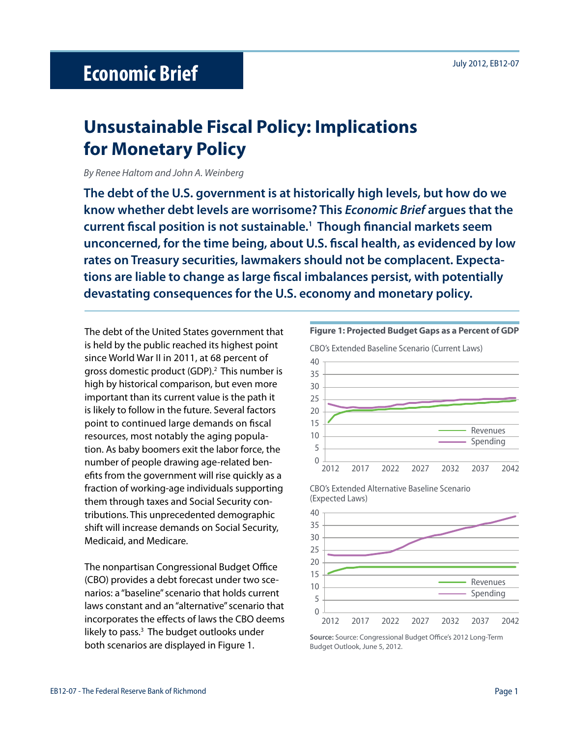July 2012, EB12-07

# Economic Brief

## Unsustainable Fiscal Policy: Implications for Monetary Policy

*By Renee Haltom and John A. Weinberg*

**The debt of the U.S. government is at historically high levels, but how do we know whether debt levels are worrisome? This *Economic Brief* argues that the current fiscal position is not sustainable.[1] Though financial markets seem unconcerned, for the time being, about U.S. fiscal health, as evidenced by low rates on Treasury securities, lawmakers should not be complacent. Expectations are liable to change as large fiscal imbalances persist, with potentially devastating consequences for the U.S. economy and monetary policy.**

The debt of the United States government that is held by the public reached its highest point since World War II in 2011, at 68 percent of gross domestic product (GDP).[2] This number is high by historical comparison, but even more important than its current value is the path it is likely to follow in the future. Several factors point to continued large demands on fiscal resources, most notably the aging population. As baby boomers exit the labor force, the number of people drawing age-related benefits from the government will rise quickly as a fraction of working-age individuals supporting them through taxes and Social Security contributions. This unprecedented demographic shift will increase demands on Social Security, Medicaid, and Medicare.

The nonpartisan Congressional Budget Office (CBO) provides a debt forecast under two scenarios: a "baseline" scenario that holds current laws constant and an "alternative" scenario that incorporates the effects of laws the CBO deems likely to pass.[3] The budget outlooks under both scenarios are displayed in Figure 1.

**Figure 1: Projected Budget Gaps as a Percent of GDP**

CBO's Extended Baseline Scenario (Current Laws)

CBO's Extended Alternative Baseline Scenario (Expected Laws)

**Source:** Source: Congressional Budget Office's 2012 Long-Term Budget Outlook, June 5, 2012.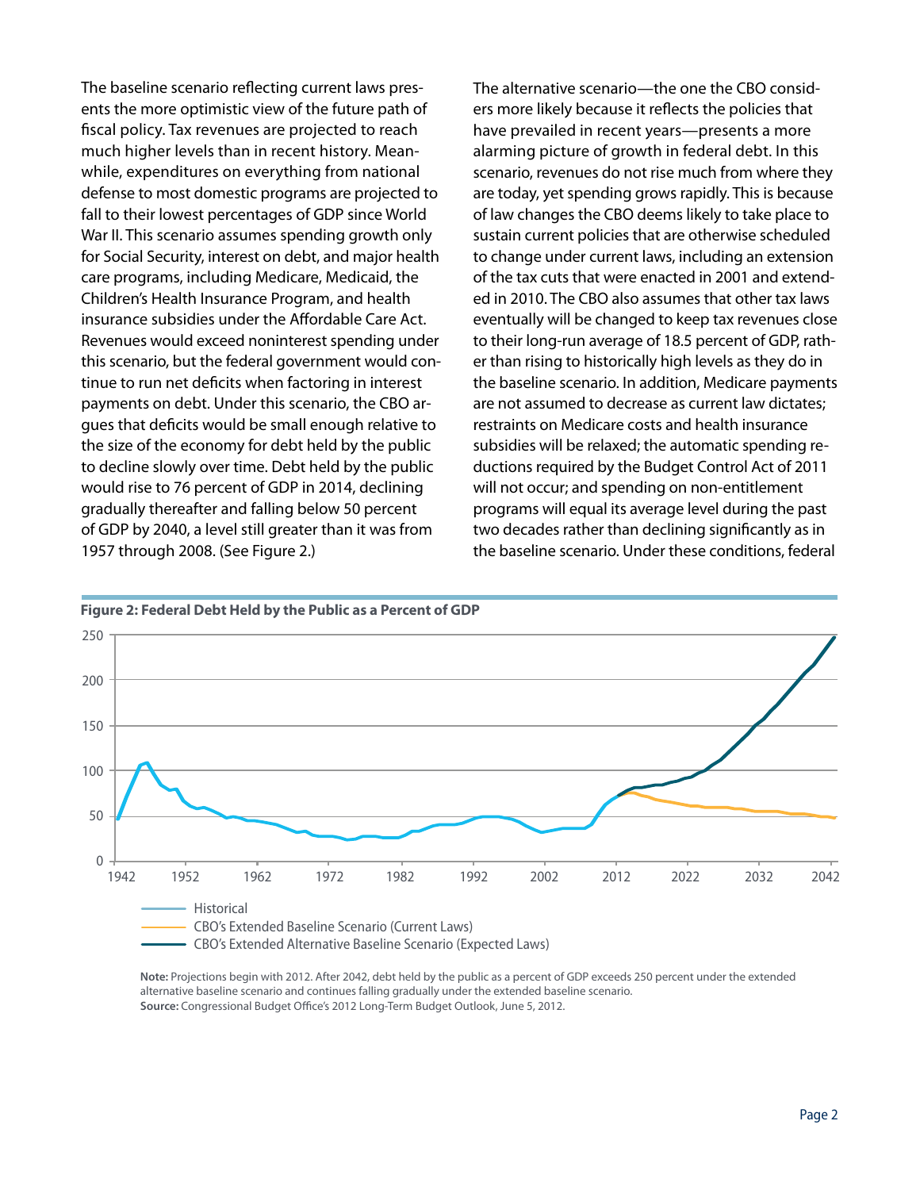The baseline scenario reflecting current laws presents the more optimistic view of the future path of fiscal policy. Tax revenues are projected to reach much higher levels than in recent history. Meanwhile, expenditures on everything from national defense to most domestic programs are projected to fall to their lowest percentages of GDP since World War II. This scenario assumes spending growth only for Social Security, interest on debt, and major health care programs, including Medicare, Medicaid, the Children's Health Insurance Program, and health insurance subsidies under the Affordable Care Act. Revenues would exceed noninterest spending under this scenario, but the federal government would continue to run net deficits when factoring in interest payments on debt. Under this scenario, the CBO argues that deficits would be small enough relative to the size of the economy for debt held by the public to decline slowly over time. Debt held by the public would rise to 76 percent of GDP in 2014, declining gradually thereafter and falling below 50 percent of GDP by 2040, a level still greater than it was from 1957 through 2008. (See Figure 2.)

The alternative scenario—the one the CBO considers more likely because it reflects the policies that have prevailed in recent years—presents a more alarming picture of growth in federal debt. In this scenario, revenues do not rise much from where they are today, yet spending grows rapidly. This is because of law changes the CBO deems likely to take place to sustain current policies that are otherwise scheduled to change under current laws, including an extension of the tax cuts that were enacted in 2001 and extended in 2010. The CBO also assumes that other tax laws eventually will be changed to keep tax revenues close to their long-run average of 18.5 percent of GDP, rather than rising to historically high levels as they do in the baseline scenario. In addition, Medicare payments are not assumed to decrease as current law dictates; restraints on Medicare costs and health insurance subsidies will be relaxed; the automatic spending reductions required by the Budget Control Act of 2011 will not occur; and spending on non-entitlement programs will equal its average level during the past two decades rather than declining significantly as in the baseline scenario. Under these conditions, federal

**Figure 2: Federal Debt Held by the Public as a Percent of GDP**

- Historical
- CBO's Extended Baseline Scenario (Current Laws)
- CBO's Extended Alternative Baseline Scenario (Expected Laws)

**Note:** Projections begin with 2012. After 2042, debt held by the public as a percent of GDP exceeds 250 percent under the extended alternative baseline scenario and continues falling gradually under the extended baseline scenario.
**Source:** Congressional Budget Office's 2012 Long-Term Budget Outlook, June 5, 2012.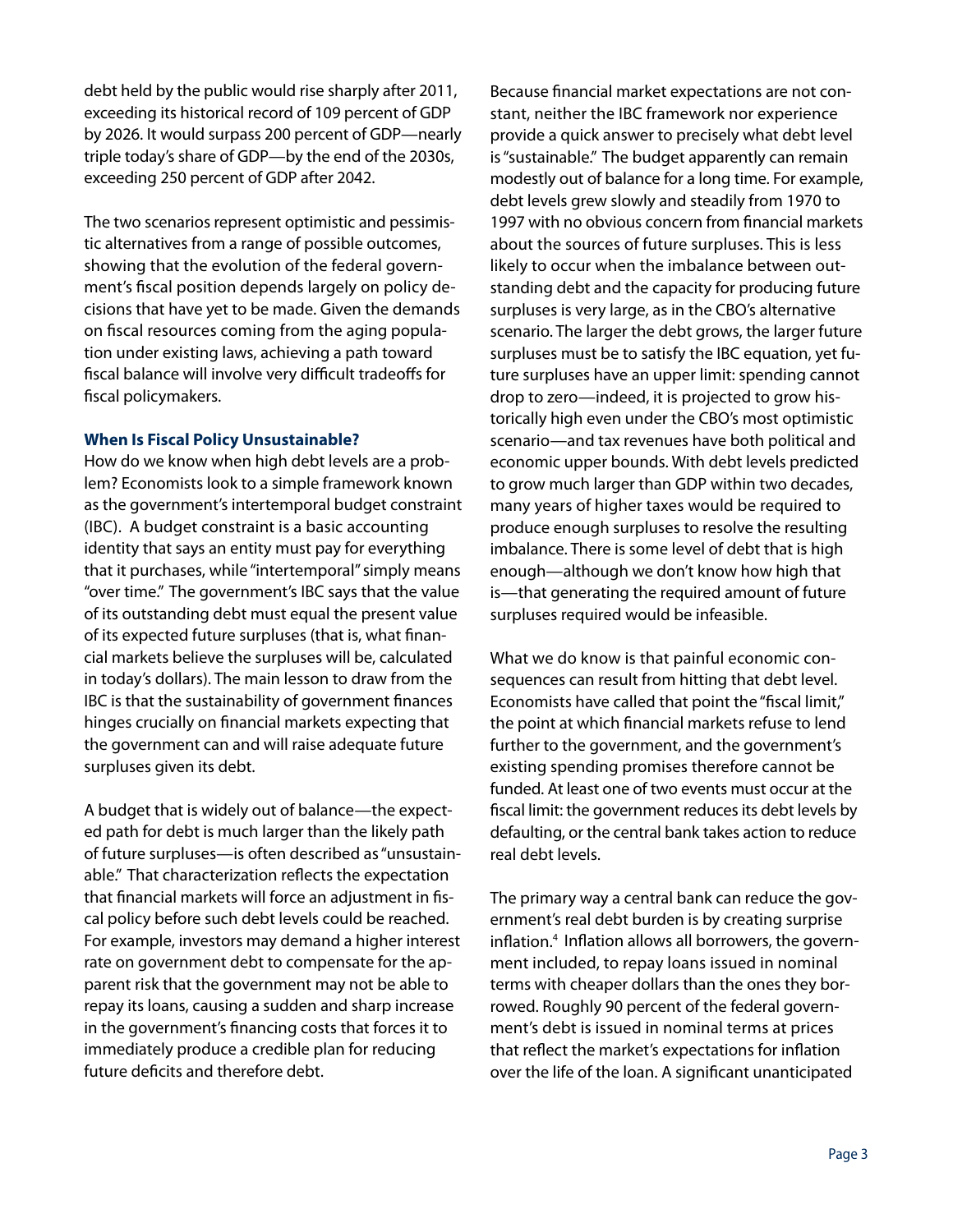debt held by the public would rise sharply after 2011, exceeding its historical record of 109 percent of GDP by 2026. It would surpass 200 percent of GDP—nearly triple today's share of GDP—by the end of the 2030s, exceeding 250 percent of GDP after 2042.

The two scenarios represent optimistic and pessimistic alternatives from a range of possible outcomes, showing that the evolution of the federal government's fiscal position depends largely on policy decisions that have yet to be made. Given the demands on fiscal resources coming from the aging population under existing laws, achieving a path toward fiscal balance will involve very difficult tradeoffs for fiscal policymakers.

### When Is Fiscal Policy Unsustainable?

How do we know when high debt levels are a problem? Economists look to a simple framework known as the government's intertemporal budget constraint (IBC). A budget constraint is a basic accounting identity that says an entity must pay for everything that it purchases, while "intertemporal" simply means "over time." The government's IBC says that the value of its outstanding debt must equal the present value of its expected future surpluses (that is, what financial markets believe the surpluses will be, calculated in today's dollars). The main lesson to draw from the IBC is that the sustainability of government finances hinges crucially on financial markets expecting that the government can and will raise adequate future surpluses given its debt.

A budget that is widely out of balance—the expected path for debt is much larger than the likely path of future surpluses—is often described as "unsustainable." That characterization reflects the expectation that financial markets will force an adjustment in fiscal policy before such debt levels could be reached. For example, investors may demand a higher interest rate on government debt to compensate for the apparent risk that the government may not be able to repay its loans, causing a sudden and sharp increase in the government's financing costs that forces it to immediately produce a credible plan for reducing future deficits and therefore debt.

Because financial market expectations are not constant, neither the IBC framework nor experience provide a quick answer to precisely what debt level is "sustainable." The budget apparently can remain modestly out of balance for a long time. For example, debt levels grew slowly and steadily from 1970 to 1997 with no obvious concern from financial markets about the sources of future surpluses. This is less likely to occur when the imbalance between outstanding debt and the capacity for producing future surpluses is very large, as in the CBO's alternative scenario. The larger the debt grows, the larger future surpluses must be to satisfy the IBC equation, yet future surpluses have an upper limit: spending cannot drop to zero—indeed, it is projected to grow historically high even under the CBO's most optimistic scenario—and tax revenues have both political and economic upper bounds. With debt levels predicted to grow much larger than GDP within two decades, many years of higher taxes would be required to produce enough surpluses to resolve the resulting imbalance. There is some level of debt that is high enough—although we don't know how high that is—that generating the required amount of future surpluses required would be infeasible.

What we do know is that painful economic consequences can result from hitting that debt level. Economists have called that point the "fiscal limit," the point at which financial markets refuse to lend further to the government, and the government's existing spending promises therefore cannot be funded. At least one of two events must occur at the fiscal limit: the government reduces its debt levels by defaulting, or the central bank takes action to reduce real debt levels.

The primary way a central bank can reduce the government's real debt burden is by creating surprise inflation.[4] Inflation allows all borrowers, the government included, to repay loans issued in nominal terms with cheaper dollars than the ones they borrowed. Roughly 90 percent of the federal government's debt is issued in nominal terms at prices that reflect the market's expectations for inflation over the life of the loan. A significant unanticipated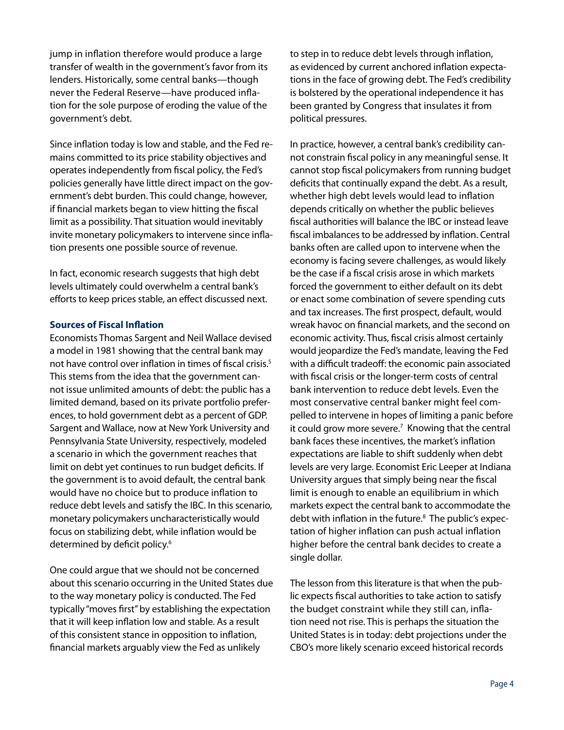jump in inflation therefore would produce a large transfer of wealth in the government's favor from its lenders. Historically, some central banks—though never the Federal Reserve—have produced inflation for the sole purpose of eroding the value of the government's debt.

Since inflation today is low and stable, and the Fed remains committed to its price stability objectives and operates independently from fiscal policy, the Fed's policies generally have little direct impact on the government's debt burden. This could change, however, if financial markets began to view hitting the fiscal limit as a possibility. That situation would inevitably invite monetary policymakers to intervene since inflation presents one possible source of revenue.

In fact, economic research suggests that high debt levels ultimately could overwhelm a central bank's efforts to keep prices stable, an effect discussed next.

### Sources of Fiscal Inflation

Economists Thomas Sargent and Neil Wallace devised a model in 1981 showing that the central bank may not have control over inflation in times of fiscal crisis.[5] This stems from the idea that the government cannot issue unlimited amounts of debt: the public has a limited demand, based on its private portfolio preferences, to hold government debt as a percent of GDP. Sargent and Wallace, now at New York University and Pennsylvania State University, respectively, modeled a scenario in which the government reaches that limit on debt yet continues to run budget deficits. If the government is to avoid default, the central bank would have no choice but to produce inflation to reduce debt levels and satisfy the IBC. In this scenario, monetary policymakers uncharacteristically would focus on stabilizing debt, while inflation would be determined by deficit policy.[6]

One could argue that we should not be concerned about this scenario occurring in the United States due to the way monetary policy is conducted. The Fed typically "moves first" by establishing the expectation that it will keep inflation low and stable. As a result of this consistent stance in opposition to inflation, financial markets arguably view the Fed as unlikely to step in to reduce debt levels through inflation, as evidenced by current anchored inflation expectations in the face of growing debt. The Fed's credibility is bolstered by the operational independence it has been granted by Congress that insulates it from political pressures.

In practice, however, a central bank's credibility cannot constrain fiscal policy in any meaningful sense. It cannot stop fiscal policymakers from running budget deficits that continually expand the debt. As a result, whether high debt levels would lead to inflation depends critically on whether the public believes fiscal authorities will balance the IBC or instead leave fiscal imbalances to be addressed by inflation. Central banks often are called upon to intervene when the economy is facing severe challenges, as would likely be the case if a fiscal crisis arose in which markets forced the government to either default on its debt or enact some combination of severe spending cuts and tax increases. The first prospect, default, would wreak havoc on financial markets, and the second on economic activity. Thus, fiscal crisis almost certainly would jeopardize the Fed's mandate, leaving the Fed with a difficult tradeoff: the economic pain associated with fiscal crisis or the longer-term costs of central bank intervention to reduce debt levels. Even the most conservative central banker might feel compelled to intervene in hopes of limiting a panic before it could grow more severe.[7] Knowing that the central bank faces these incentives, the market's inflation expectations are liable to shift suddenly when debt levels are very large. Economist Eric Leeper at Indiana University argues that simply being near the fiscal limit is enough to enable an equilibrium in which markets expect the central bank to accommodate the debt with inflation in the future.[8] The public's expectation of higher inflation can push actual inflation higher before the central bank decides to create a single dollar.

The lesson from this literature is that when the public expects fiscal authorities to take action to satisfy the budget constraint while they still can, inflation need not rise. This is perhaps the situation the United States is in today: debt projections under the CBO's more likely scenario exceed historical records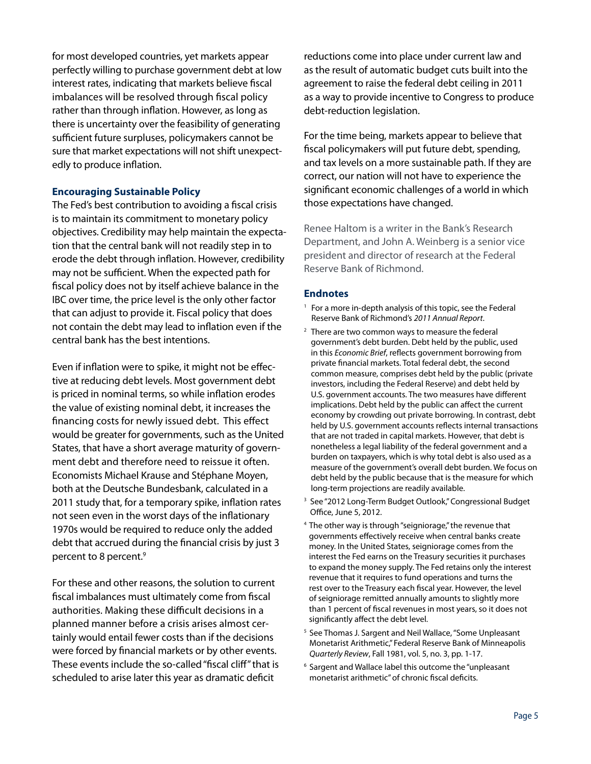for most developed countries, yet markets appear perfectly willing to purchase government debt at low interest rates, indicating that markets believe fiscal imbalances will be resolved through fiscal policy rather than through inflation. However, as long as there is uncertainty over the feasibility of generating sufficient future surpluses, policymakers cannot be sure that market expectations will not shift unexpectedly to produce inflation.

### Encouraging Sustainable Policy

The Fed's best contribution to avoiding a fiscal crisis is to maintain its commitment to monetary policy objectives. Credibility may help maintain the expectation that the central bank will not readily step in to erode the debt through inflation. However, credibility may not be sufficient. When the expected path for fiscal policy does not by itself achieve balance in the IBC over time, the price level is the only other factor that can adjust to provide it. Fiscal policy that does not contain the debt may lead to inflation even if the central bank has the best intentions.

Even if inflation were to spike, it might not be effective at reducing debt levels. Most government debt is priced in nominal terms, so while inflation erodes the value of existing nominal debt, it increases the financing costs for newly issued debt. This effect would be greater for governments, such as the United States, that have a short average maturity of government debt and therefore need to reissue it often. Economists Michael Krause and Stéphane Moyen, both at the Deutsche Bundesbank, calculated in a 2011 study that, for a temporary spike, inflation rates not seen even in the worst days of the inflationary 1970s would be required to reduce only the added debt that accrued during the financial crisis by just 3 percent to 8 percent.[9]

For these and other reasons, the solution to current fiscal imbalances must ultimately come from fiscal authorities. Making these difficult decisions in a planned manner before a crisis arises almost certainly would entail fewer costs than if the decisions were forced by financial markets or by other events. These events include the so-called "fiscal cliff" that is scheduled to arise later this year as dramatic deficit reductions come into place under current law and as the result of automatic budget cuts built into the agreement to raise the federal debt ceiling in 2011 as a way to provide incentive to Congress to produce debt-reduction legislation.

For the time being, markets appear to believe that fiscal policymakers will put future debt, spending, and tax levels on a more sustainable path. If they are correct, our nation will not have to experience the significant economic challenges of a world in which those expectations have changed.

Renee Haltom is a writer in the Bank's Research Department, and John A. Weinberg is a senior vice president and director of research at the Federal Reserve Bank of Richmond.

### Endnotes

1. For a more in-depth analysis of this topic, see the Federal Reserve Bank of Richmond's *2011 Annual Report*.
2. There are two common ways to measure the federal government's debt burden. Debt held by the public, used in this *Economic Brief*, reflects government borrowing from private financial markets. Total federal debt, the second common measure, comprises debt held by the public (private investors, including the Federal Reserve) and debt held by U.S. government accounts. The two measures have different implications. Debt held by the public can affect the current economy by crowding out private borrowing. In contrast, debt held by U.S. government accounts reflects internal transactions that are not traded in capital markets. However, that debt is nonetheless a legal liability of the federal government and a burden on taxpayers, which is why total debt is also used as a measure of the government's overall debt burden. We focus on debt held by the public because that is the measure for which long-term projections are readily available.
3. See "2012 Long-Term Budget Outlook," Congressional Budget Office, June 5, 2012.
4. The other way is through "seigniorage," the revenue that governments effectively receive when central banks create money. In the United States, seigniorage comes from the interest the Fed earns on the Treasury securities it purchases to expand the money supply. The Fed retains only the interest revenue that it requires to fund operations and turns the rest over to the Treasury each fiscal year. However, the level of seigniorage remitted annually amounts to slightly more than 1 percent of fiscal revenues in most years, so it does not significantly affect the debt level.
5. See Thomas J. Sargent and Neil Wallace, "Some Unpleasant Monetarist Arithmetic," Federal Reserve Bank of Minneapolis *Quarterly Review*, Fall 1981, vol. 5, no. 3, pp. 1-17.
6. Sargent and Wallace label this outcome the "unpleasant monetarist arithmetic" of chronic fiscal deficits.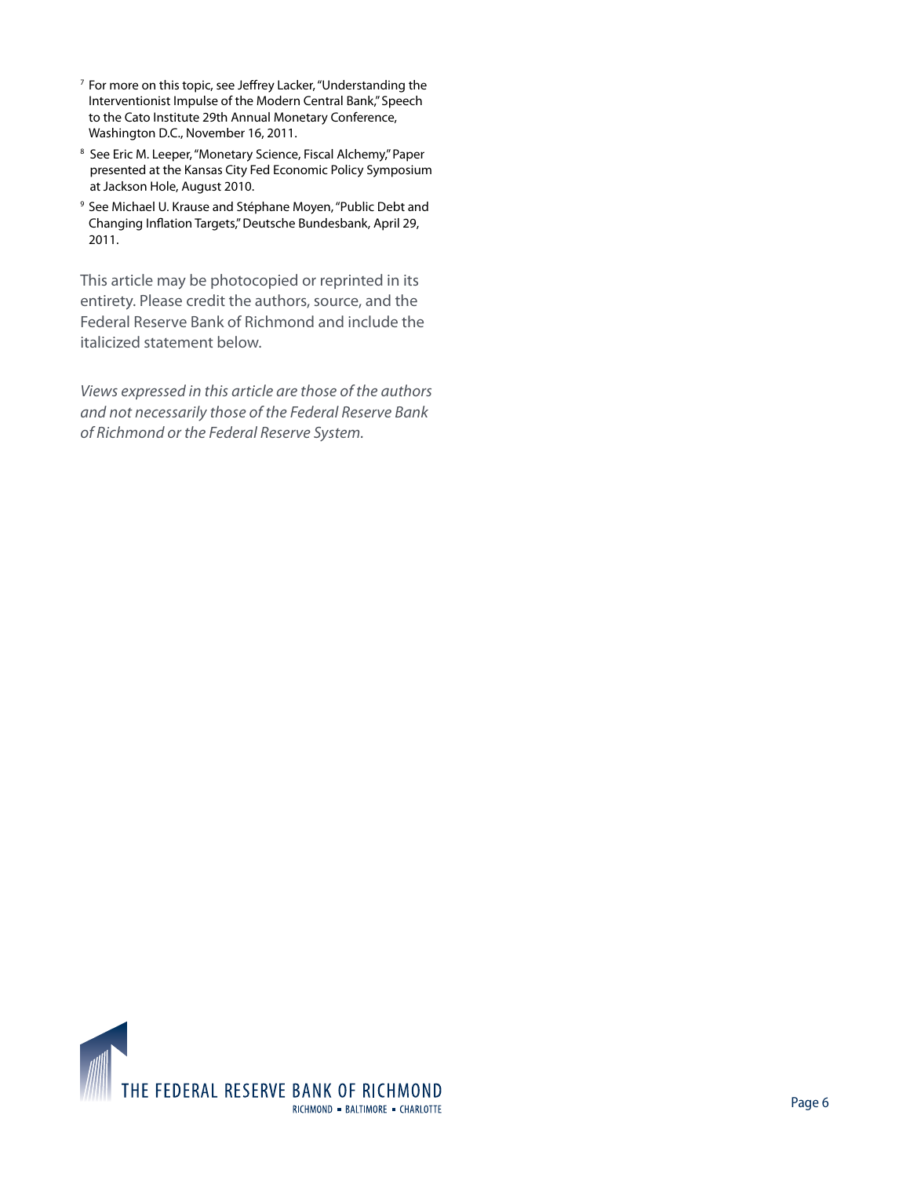[7] For more on this topic, see Jeffrey Lacker, "Understanding the Interventionist Impulse of the Modern Central Bank," Speech to the Cato Institute 29th Annual Monetary Conference, Washington D.C., November 16, 2011.

[8] See Eric M. Leeper, "Monetary Science, Fiscal Alchemy," Paper presented at the Kansas City Fed Economic Policy Symposium at Jackson Hole, August 2010.

[9] See Michael U. Krause and Stéphane Moyen, "Public Debt and Changing Inflation Targets," Deutsche Bundesbank, April 29, 2011.

This article may be photocopied or reprinted in its entirety. Please credit the authors, source, and the Federal Reserve Bank of Richmond and include the italicized statement below.

*Views expressed in this article are those of the authors and not necessarily those of the Federal Reserve Bank of Richmond or the Federal Reserve System.*

THE FEDERAL RESERVE BANK OF RICHMOND
RICHMOND ▪ BALTIMORE ▪ CHARLOTTE